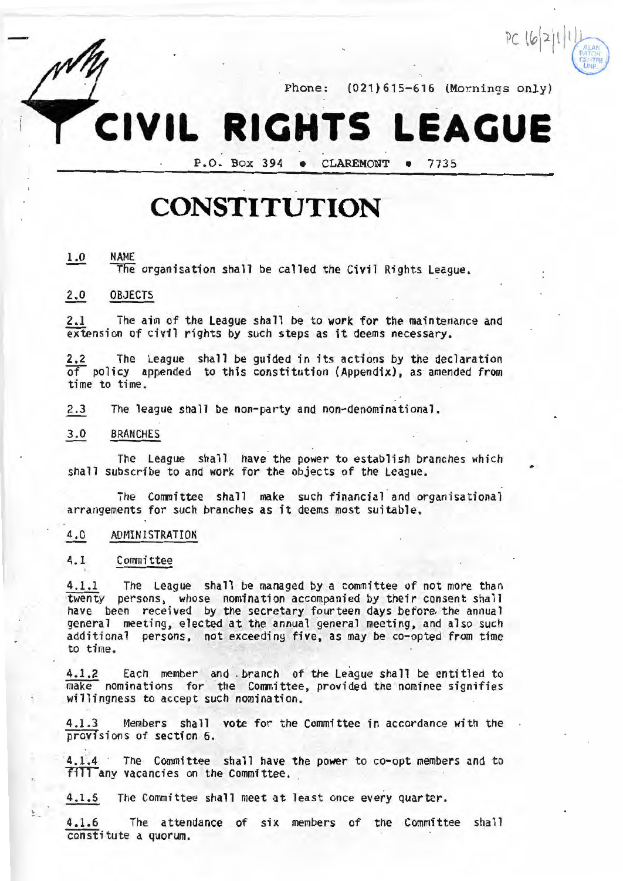Phone: (021)615-616 (Mornings only)

# CIVIL RIGHTS LEAGUE

P.O. Box 394 • CLAREMONT • 7735

# CONSTITUTION

## 1.0 NAME

The organisation shall be called the Civil Rights League.

## 2.0 OBJECTS

2.1 The aim of the League shall be to work for the maintenance and extension of civil rights by such steps as it deems necessary.

2.2 The League shall be guided in its actions by the declaration of policy appended to this constitution (Appendix), as amended from time to time.

2.3 The league shall be non-party and non-denominational.

## 3.0 BRANCHES

The League shall have the power to establish branches which shall subscribe to and work for the objects of the League.

The Committee shall make such financial and organisational arrangements for such branches as it deems most suitable.

## 4.0 ADMINISTRATION

### 4.1 Committee

4.1.1 The League shall be managed by a committee of not more than twenty persons, whose nomination accompanied by their consent shall have been received by the secretary fourteen days before the annual general meeting, elected at the annual general meeting, and also such additional persons, not exceeding five, as may be co-opted from time to time.

4.1.2 Each member and branch of the League shall be entitled to make nominations for the Committee, provided the nominee signifies willingness to accept such nomination.

4.1.3 Members shall vote for the Committee in accordance with the provisions of section 6.

4.1.4 The Committee shall have the power to co-opt members and to fill any vacancies on the Committee.

4.1.5 The Committee shall meet at least once every quarter.

4.1.6 The attendance of six members of the Committee shall constitute a quorum.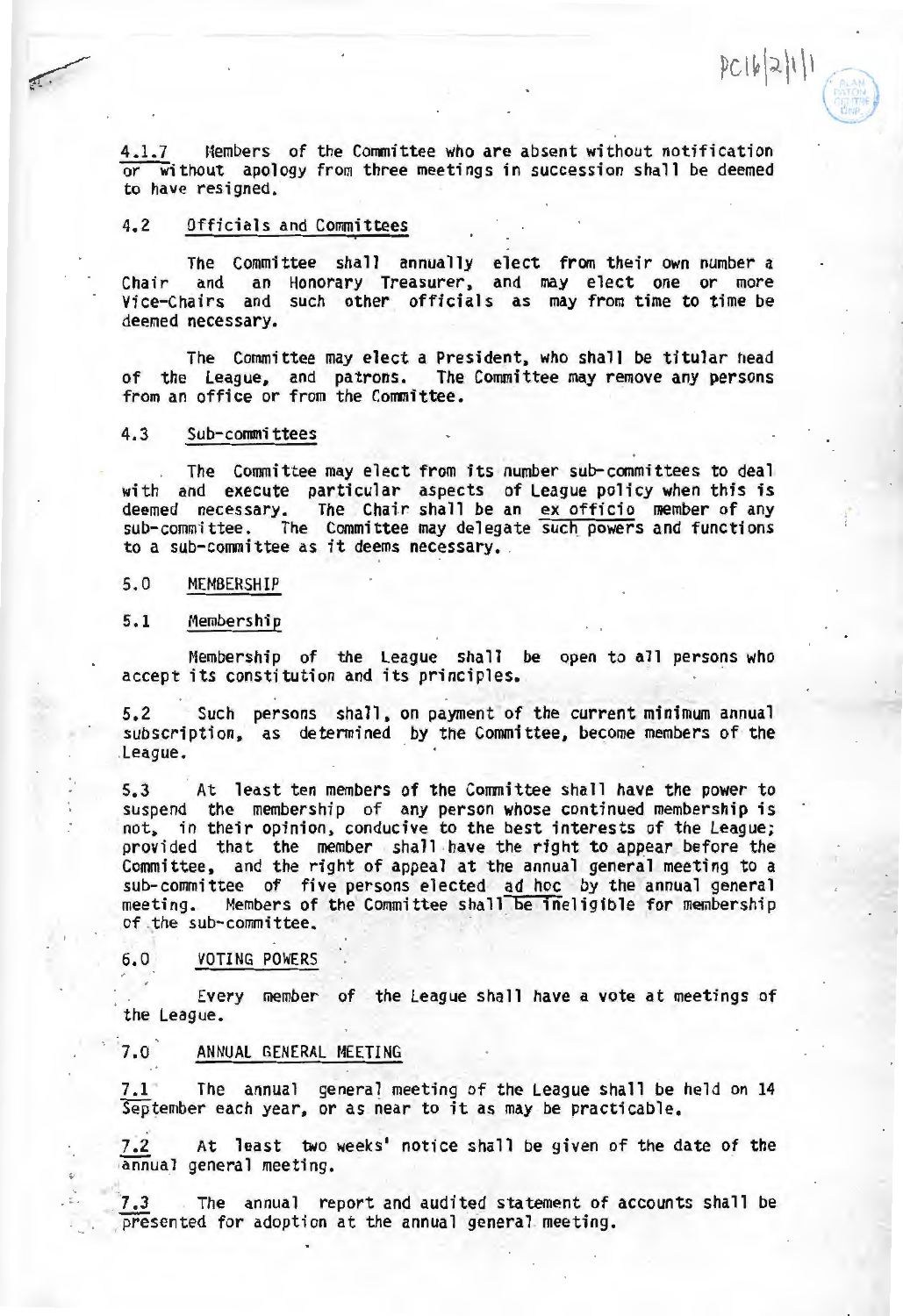4.1.7 Members of the Committee who are absent without notification or without apology from three meetings in succession shall be deemed to have resigned.

4.2 Officials and Committees

The Committee shall annually elect from their own number a Chair and an Honorary Treasurer, and may elect one or more Vice-Chairs and such other officials as may from time to time be deemed necessary.

The Committee may elect a President, who shall be titular head of the League, and patrons. The Committee may remove any persons from an office or from the Committee.

4.3 Sub-committees

The Committee may elect from its number sub-committees to deal with and execute particular aspects of League policy when this is deemed necessary. The Chair shall be an ex officio member of any sub-committee. The Committee may delegate such powers and functions to a sub-committee as it deems necessary.

## 5.0 MEMBERSHIP

5.1 Membership

Membership of the League shall be open to all persons who accept its constitution and its principles.

5.2 Such persons shall, on payment of the current minimum annual subscription, as determined by the Committee, become members of the League.

5.3 At least ten members of the Committee shall have the power to suspend the membership of any person whose continued membership is not, in their opinion, conducive to the best interests of the League; provided that the member shall have the right to appear before the Committee, and the right of appeal at the annual general meeting to a sub-committee of five persons elected ad hoc by the annual general meeting. Members of the Committee shall be ineligible for membership of the sub-committee.

## 6.0 VOTING POWERS

Every member of the League shall have a vote at meetings of the League.

## 7.0 ANNUAL GENERAL MEETING

7.1 The annual general meeting of the League shall be held on 14 September each year, or as near to it as may be practicable.

7.2 At least two weeks' notice shall be given of the date of the annual general meeting.

7.3 The annual report and audited statement of accounts shall be presented for adoption at the annual general meeting.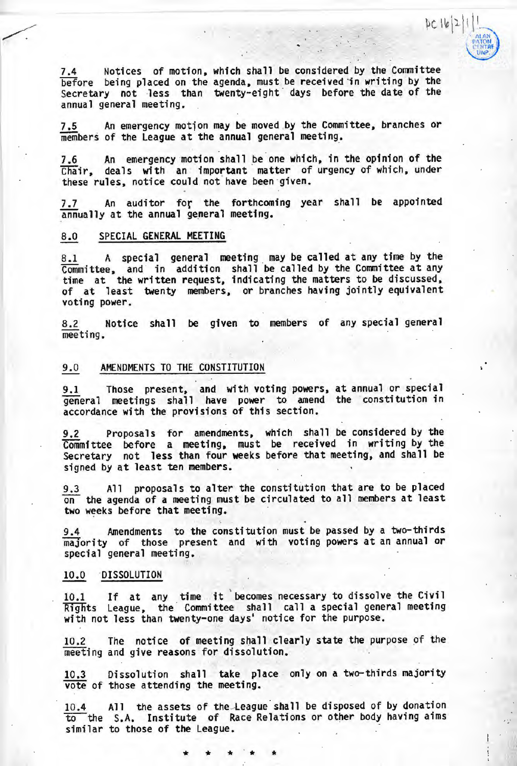7.4 Notices of motion, which shall be considered by the Committee before being placed on the agenda, must be received in writing by the Secretary not less than twenty-eight days before the date of the annual general meeting.

7.5 An emergency motion may be moved by the Committee, branches or members of the League at the annual general meeting.

7.6 An emergency motion shall be one which, in the opinion of the Chair, deals with an important matter of urgency of which, under these rules, notice could not have been given.

7.7 An auditor for the forthcoming year shall be appointed annually at the annual general meeting.

## 8.0 SPECIAL GENERAL MEETING

8.1 A special general meeting may be called at any time by the Committee, and in addition shall be called by the Committee at any time at the written request, indicating the matters to be discussed, of at least twenty members, or branches having jointly equivalent voting power.

8.2 Notice shall be given to members of any special general meeting.

## 9.0 AMENDMENTS TO THE CONSTITUTION

9.1 Those present, and with voting powers, at annual or special general meetings shall have power to amend the constitution in accordance with the provisions of this section.

9.2 Proposals for amendments, which shall be considered by the Committee before a meeting, must be received in writing by the Secretary not less than four weeks before that meeting, and shall be signed by at least ten members.

9.3 All proposals to alter the constitution that are to be placed on the agenda of a meeting must be circulated to all members at least two weeks before that meeting.

9.4 Amendments to the constitution must be passed by a two-thirds majority of those present and with voting powers at an annual or special general meeting.

## 10.0 DISSOLUTION

10.1 If at any time it becomes necessary to dissolve the Civil Rights League, the Committee shall call a special general meeting with not less than twenty-one days' notice for the purpose.

10.2 The notice of meeting shall clearly state the purpose of the meeting and give reasons for dissolution.

10.3 Dissolution shall take place only on a two-thirds majority vote of those attending the meeting.

10.4 All the assets of the League shall be disposed of by donation to the S.A. Institute of Race Relations or other body having aims similar to those of the League.

\* \* \* \* \*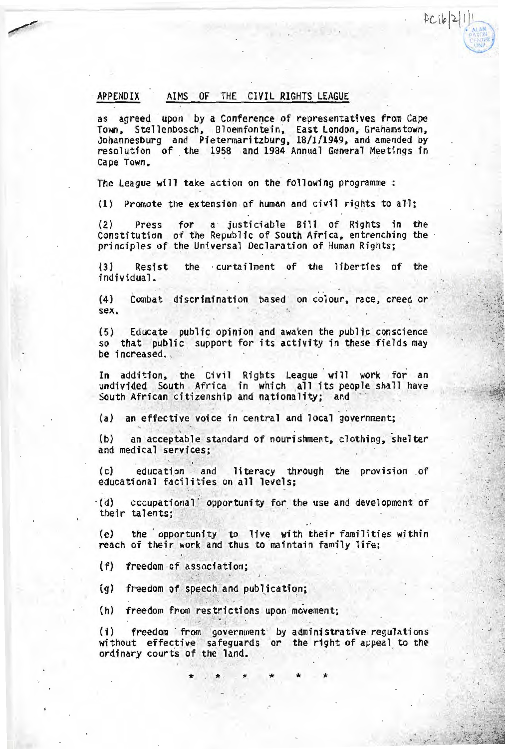## APPENDIX AIMS OF THE CIVIL RIGHTS LEAGUE

as agreed upon by a Conference of representatives from Cape Town, Stellenbosch, Bloemfontein, East London, Grahamstown, Johannesburg and Pietermaritzburg, 18/1/1949, and amended by resolution of the 1958 and 1984 Annual General Meetings in Cape Town.

The League will take action on the following programme :

(1) Promote the extension of human and civil rights to all;

(2) Press for a justiciable Bill of Rights in the Constitution of the Republic of South Africa, entrenching the principles of the Universal Declaration of Human Rights;

(3) Resist the curtailment of the liberties of the individual.

(4) Combat discrimination based on colour, race, creed or sex.

(5) Educate public opinion and awaken the public conscience so that public support for its activity in these fields may be increased.

In addition, the Civil Rights League will work for an undivided South Africa in which all its people shall have South African citizenship and nationality; and

(a) an effective voice in central and local government;

(b) an acceptable standard of nourishment, clothing, shelter and medical services;

(c) education and literacy through the provision of educational facilities on all levels;

(d) occupational opportunity for the use and development of their talents;

(e) the opportunity to live with their families within reach of their work and thus to maintain family life;

(f) freedom of association;

(g) freedom of speech and publication;

(h) freedom from restrictions upon movement;

(i) freedom from government by administrative regulations without effective safeguards or the right of appeal to the ordinary courts of the land.

\* \* \* \* \* \*